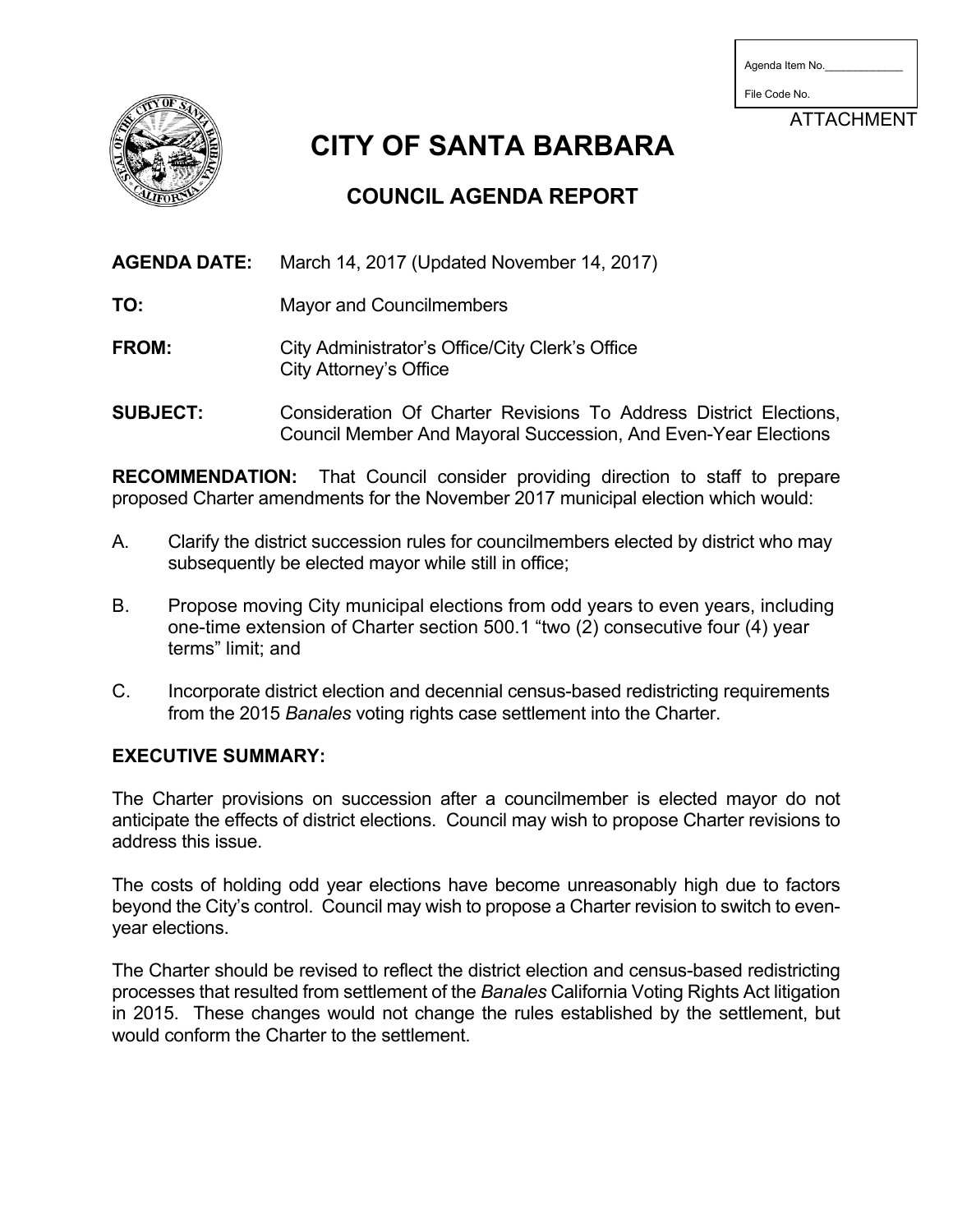Agenda Item No.\_\_\_\_\_\_\_\_\_\_\_\_\_

File Code No.

ATTACHMENT

# CITY OF SANTA BARBARA

## COUNCIL AGENDA REPORT

**AGENDA DATE:** March 14, 2017 (Updated November 14, 2017)

**TO:** Mayor and Councilmembers

**FROM:** City Administrator's Office/City Clerk's Office
City Attorney's Office

**SUBJECT:** Consideration Of Charter Revisions To Address District Elections, Council Member And Mayoral Succession, And Even-Year Elections

**RECOMMENDATION:** That Council consider providing direction to staff to prepare proposed Charter amendments for the November 2017 municipal election which would:

A. Clarify the district succession rules for councilmembers elected by district who may subsequently be elected mayor while still in office;

B. Propose moving City municipal elections from odd years to even years, including one-time extension of Charter section 500.1 "two (2) consecutive four (4) year terms" limit; and

C. Incorporate district election and decennial census-based redistricting requirements from the 2015 *Banales* voting rights case settlement into the Charter.

**EXECUTIVE SUMMARY:**

The Charter provisions on succession after a councilmember is elected mayor do not anticipate the effects of district elections. Council may wish to propose Charter revisions to address this issue.

The costs of holding odd year elections have become unreasonably high due to factors beyond the City's control. Council may wish to propose a Charter revision to switch to even-year elections.

The Charter should be revised to reflect the district election and census-based redistricting processes that resulted from settlement of the *Banales* California Voting Rights Act litigation in 2015. These changes would not change the rules established by the settlement, but would conform the Charter to the settlement.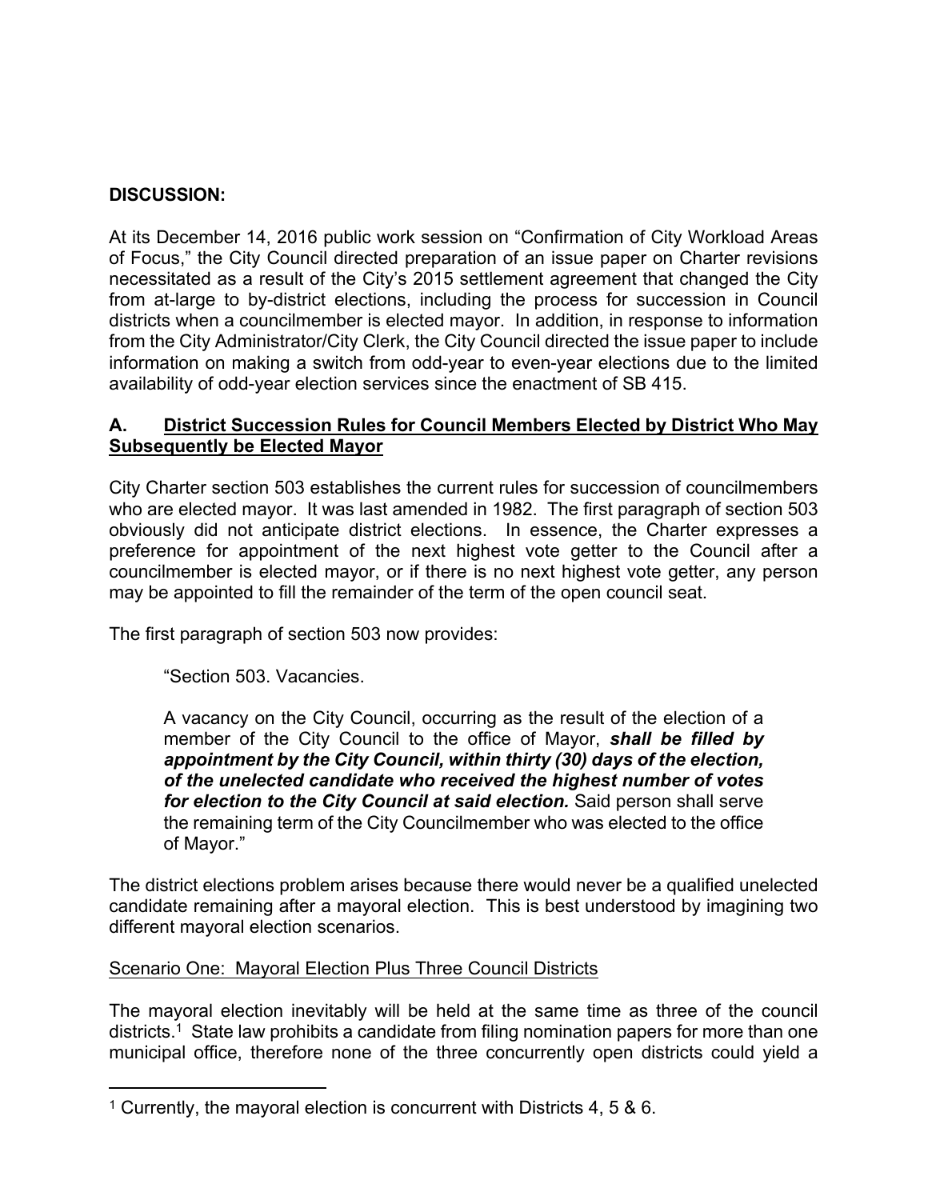**DISCUSSION:**

At its December 14, 2016 public work session on "Confirmation of City Workload Areas of Focus," the City Council directed preparation of an issue paper on Charter revisions necessitated as a result of the City's 2015 settlement agreement that changed the City from at-large to by-district elections, including the process for succession in Council districts when a councilmember is elected mayor. In addition, in response to information from the City Administrator/City Clerk, the City Council directed the issue paper to include information on making a switch from odd-year to even-year elections due to the limited availability of odd-year election services since the enactment of SB 415.

## A. <u>District Succession Rules for Council Members Elected by District Who May Subsequently be Elected Mayor</u>

City Charter section 503 establishes the current rules for succession of councilmembers who are elected mayor. It was last amended in 1982. The first paragraph of section 503 obviously did not anticipate district elections. In essence, the Charter expresses a preference for appointment of the next highest vote getter to the Council after a councilmember is elected mayor, or if there is no next highest vote getter, any person may be appointed to fill the remainder of the term of the open council seat.

The first paragraph of section 503 now provides:

> "Section 503. Vacancies.
>
> A vacancy on the City Council, occurring as the result of the election of a member of the City Council to the office of Mayor, ***shall be filled by appointment by the City Council, within thirty (30) days of the election, of the unelected candidate who received the highest number of votes for election to the City Council at said election.*** Said person shall serve the remaining term of the City Councilmember who was elected to the office of Mayor."

The district elections problem arises because there would never be a qualified unelected candidate remaining after a mayoral election. This is best understood by imagining two different mayoral election scenarios.

<u>Scenario One: Mayoral Election Plus Three Council Districts</u>

The mayoral election inevitably will be held at the same time as three of the council districts.[1] State law prohibits a candidate from filing nomination papers for more than one municipal office, therefore none of the three concurrently open districts could yield a

---

[1] Currently, the mayoral election is concurrent with Districts 4, 5 & 6.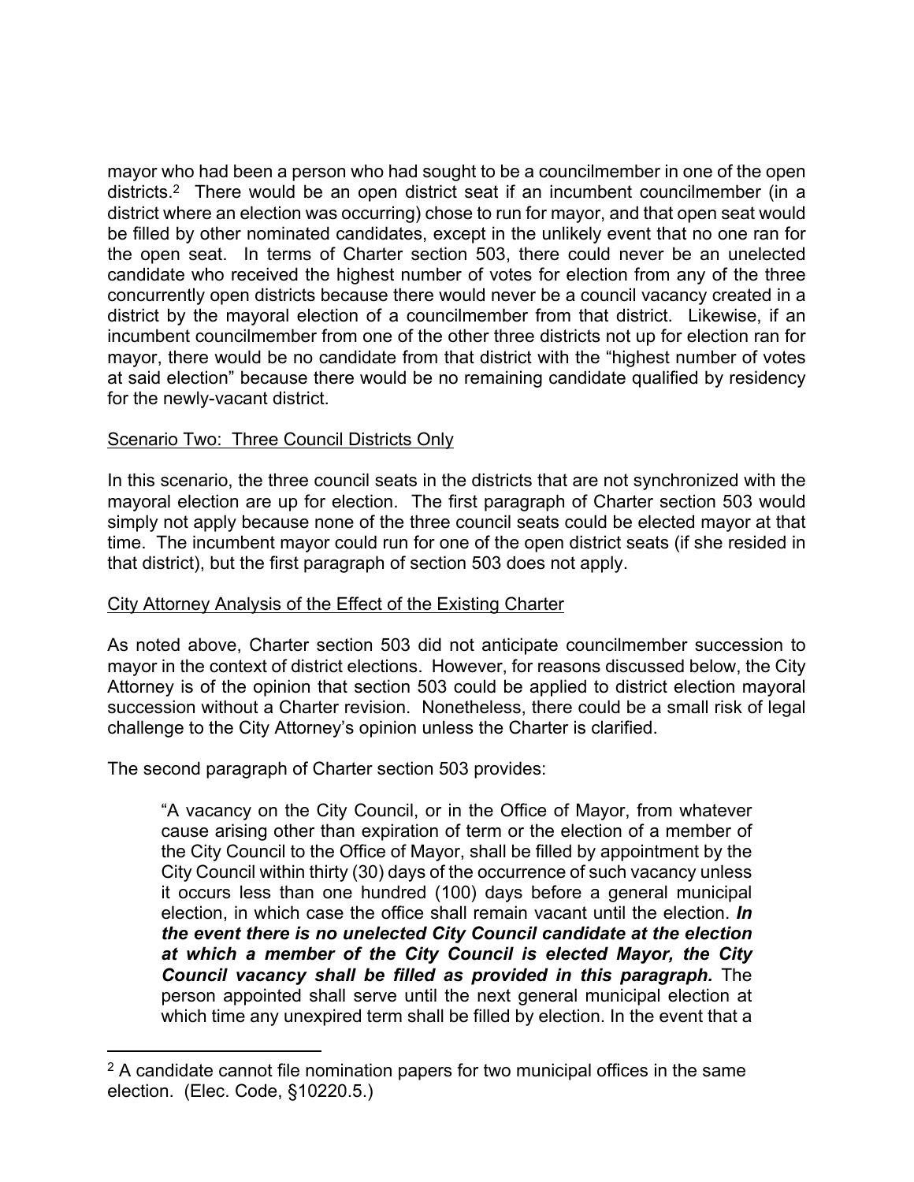mayor who had been a person who had sought to be a councilmember in one of the open districts.[2] There would be an open district seat if an incumbent councilmember (in a district where an election was occurring) chose to run for mayor, and that open seat would be filled by other nominated candidates, except in the unlikely event that no one ran for the open seat. In terms of Charter section 503, there could never be an unelected candidate who received the highest number of votes for election from any of the three concurrently open districts because there would never be a council vacancy created in a district by the mayoral election of a councilmember from that district. Likewise, if an incumbent councilmember from one of the other three districts not up for election ran for mayor, there would be no candidate from that district with the "highest number of votes at said election" because there would be no remaining candidate qualified by residency for the newly-vacant district.

Scenario Two: Three Council Districts Only

In this scenario, the three council seats in the districts that are not synchronized with the mayoral election are up for election. The first paragraph of Charter section 503 would simply not apply because none of the three council seats could be elected mayor at that time. The incumbent mayor could run for one of the open district seats (if she resided in that district), but the first paragraph of section 503 does not apply.

City Attorney Analysis of the Effect of the Existing Charter

As noted above, Charter section 503 did not anticipate councilmember succession to mayor in the context of district elections. However, for reasons discussed below, the City Attorney is of the opinion that section 503 could be applied to district election mayoral succession without a Charter revision. Nonetheless, there could be a small risk of legal challenge to the City Attorney's opinion unless the Charter is clarified.

The second paragraph of Charter section 503 provides:

> "A vacancy on the City Council, or in the Office of Mayor, from whatever cause arising other than expiration of term or the election of a member of the City Council to the Office of Mayor, shall be filled by appointment by the City Council within thirty (30) days of the occurrence of such vacancy unless it occurs less than one hundred (100) days before a general municipal election, in which case the office shall remain vacant until the election. ***In the event there is no unelected City Council candidate at the election at which a member of the City Council is elected Mayor, the City Council vacancy shall be filled as provided in this paragraph.*** The person appointed shall serve until the next general municipal election at which time any unexpired term shall be filled by election. In the event that a

[2] A candidate cannot file nomination papers for two municipal offices in the same election. (Elec. Code, §10220.5.)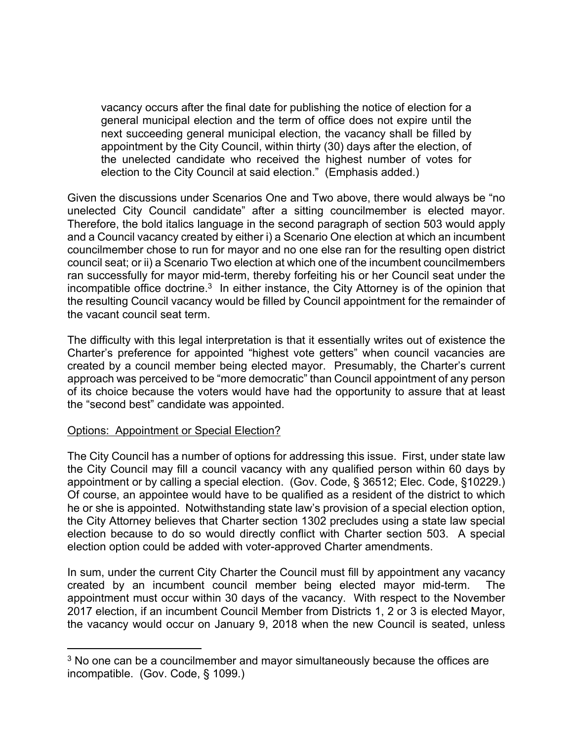> vacancy occurs after the final date for publishing the notice of election for a general municipal election and the term of office does not expire until the next succeeding general municipal election, the vacancy shall be filled by appointment by the City Council, within thirty (30) days after the election, of the unelected candidate who received the highest number of votes for election to the City Council at said election." (Emphasis added.)

Given the discussions under Scenarios One and Two above, there would always be "no unelected City Council candidate" after a sitting councilmember is elected mayor. Therefore, the bold italics language in the second paragraph of section 503 would apply and a Council vacancy created by either i) a Scenario One election at which an incumbent councilmember chose to run for mayor and no one else ran for the resulting open district council seat; or ii) a Scenario Two election at which one of the incumbent councilmembers ran successfully for mayor mid-term, thereby forfeiting his or her Council seat under the incompatible office doctrine.[3] In either instance, the City Attorney is of the opinion that the resulting Council vacancy would be filled by Council appointment for the remainder of the vacant council seat term.

The difficulty with this legal interpretation is that it essentially writes out of existence the Charter's preference for appointed "highest vote getters" when council vacancies are created by a council member being elected mayor. Presumably, the Charter's current approach was perceived to be "more democratic" than Council appointment of any person of its choice because the voters would have had the opportunity to assure that at least the "second best" candidate was appointed.

<u>Options: Appointment or Special Election?</u>

The City Council has a number of options for addressing this issue. First, under state law the City Council may fill a council vacancy with any qualified person within 60 days by appointment or by calling a special election. (Gov. Code, § 36512; Elec. Code, §10229.) Of course, an appointee would have to be qualified as a resident of the district to which he or she is appointed. Notwithstanding state law's provision of a special election option, the City Attorney believes that Charter section 1302 precludes using a state law special election because to do so would directly conflict with Charter section 503. A special election option could be added with voter-approved Charter amendments.

In sum, under the current City Charter the Council must fill by appointment any vacancy created by an incumbent council member being elected mayor mid-term. The appointment must occur within 30 days of the vacancy. With respect to the November 2017 election, if an incumbent Council Member from Districts 1, 2 or 3 is elected Mayor, the vacancy would occur on January 9, 2018 when the new Council is seated, unless

---

[3] No one can be a councilmember and mayor simultaneously because the offices are incompatible. (Gov. Code, § 1099.)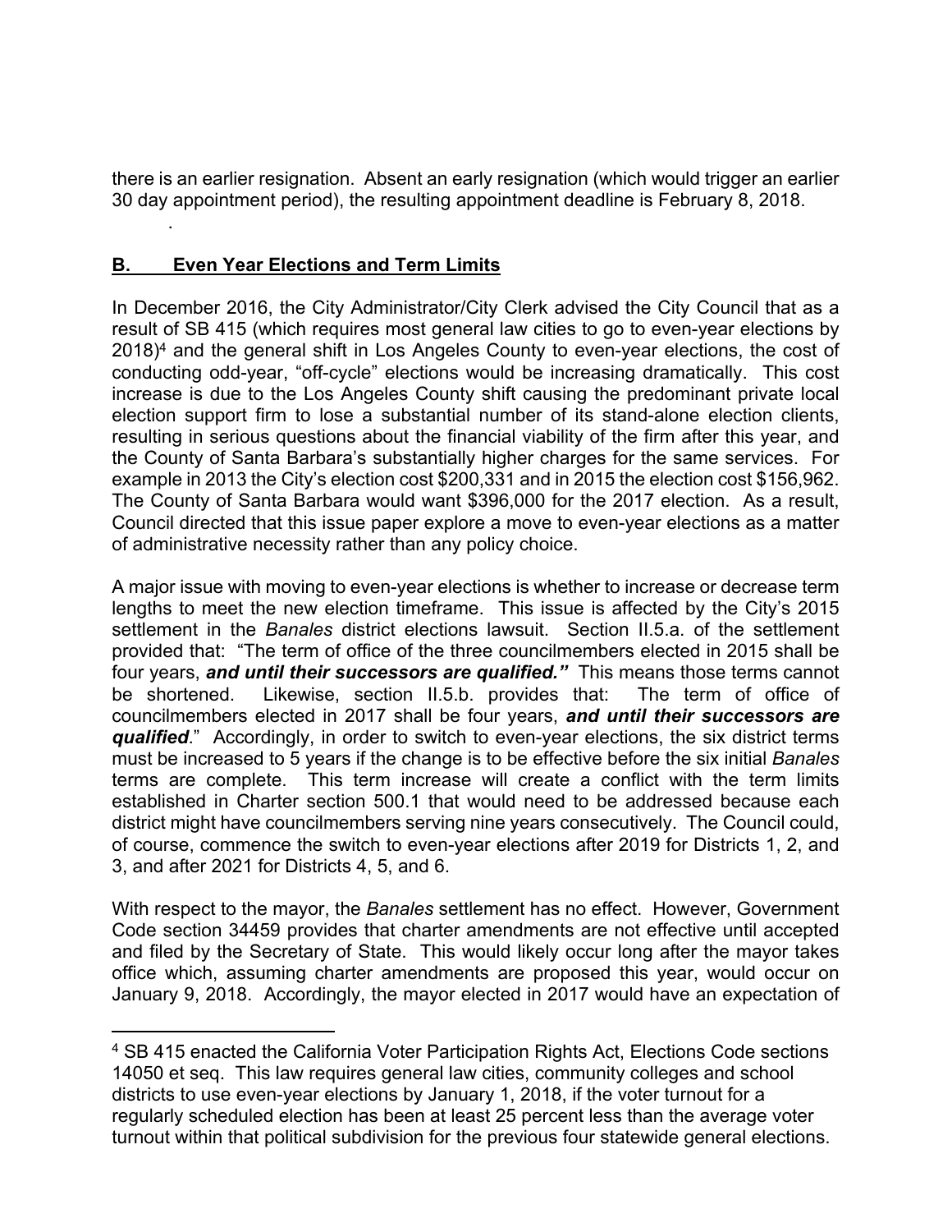there is an earlier resignation. Absent an early resignation (which would trigger an earlier 30 day appointment period), the resulting appointment deadline is February 8, 2018.

## B. Even Year Elections and Term Limits

In December 2016, the City Administrator/City Clerk advised the City Council that as a result of SB 415 (which requires most general law cities to go to even-year elections by 2018)[4] and the general shift in Los Angeles County to even-year elections, the cost of conducting odd-year, "off-cycle" elections would be increasing dramatically. This cost increase is due to the Los Angeles County shift causing the predominant private local election support firm to lose a substantial number of its stand-alone election clients, resulting in serious questions about the financial viability of the firm after this year, and the County of Santa Barbara's substantially higher charges for the same services. For example in 2013 the City's election cost $200,331 and in 2015 the election cost $156,962. The County of Santa Barbara would want $396,000 for the 2017 election. As a result, Council directed that this issue paper explore a move to even-year elections as a matter of administrative necessity rather than any policy choice.

A major issue with moving to even-year elections is whether to increase or decrease term lengths to meet the new election timeframe. This issue is affected by the City's 2015 settlement in the *Banales* district elections lawsuit. Section II.5.a. of the settlement provided that: "The term of office of the three councilmembers elected in 2015 shall be four years, ***and until their successors are qualified."*** This means those terms cannot be shortened. Likewise, section II.5.b. provides that: The term of office of councilmembers elected in 2017 shall be four years, ***and until their successors are qualified***." Accordingly, in order to switch to even-year elections, the six district terms must be increased to 5 years if the change is to be effective before the six initial *Banales* terms are complete. This term increase will create a conflict with the term limits established in Charter section 500.1 that would need to be addressed because each district might have councilmembers serving nine years consecutively. The Council could, of course, commence the switch to even-year elections after 2019 for Districts 1, 2, and 3, and after 2021 for Districts 4, 5, and 6.

With respect to the mayor, the *Banales* settlement has no effect. However, Government Code section 34459 provides that charter amendments are not effective until accepted and filed by the Secretary of State. This would likely occur long after the mayor takes office which, assuming charter amendments are proposed this year, would occur on January 9, 2018. Accordingly, the mayor elected in 2017 would have an expectation of

---

[4] SB 415 enacted the California Voter Participation Rights Act, Elections Code sections 14050 et seq. This law requires general law cities, community colleges and school districts to use even-year elections by January 1, 2018, if the voter turnout for a regularly scheduled election has been at least 25 percent less than the average voter turnout within that political subdivision for the previous four statewide general elections.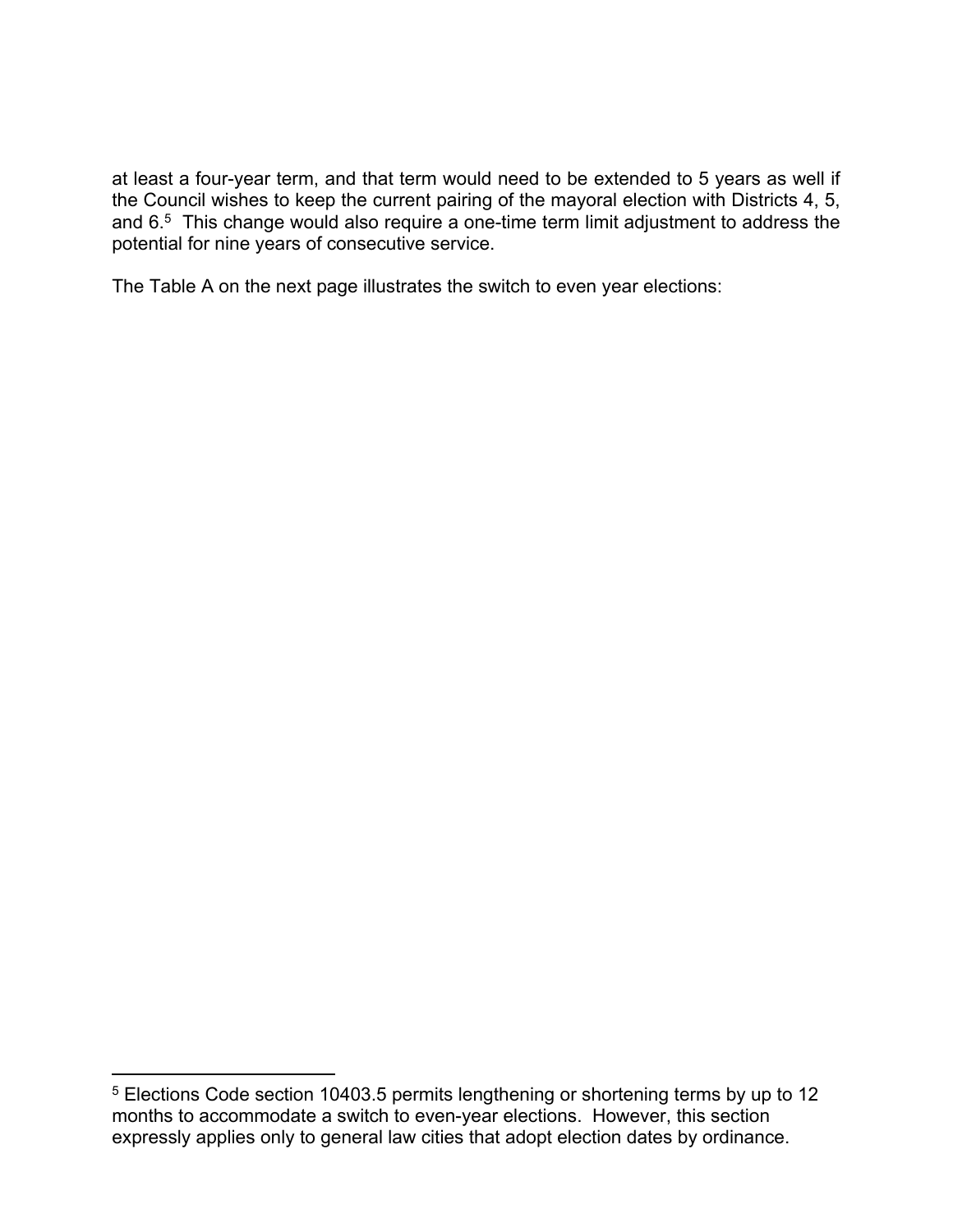at least a four-year term, and that term would need to be extended to 5 years as well if the Council wishes to keep the current pairing of the mayoral election with Districts 4, 5, and 6.[5] This change would also require a one-time term limit adjustment to address the potential for nine years of consecutive service.

The Table A on the next page illustrates the switch to even year elections:

---

[5] Elections Code section 10403.5 permits lengthening or shortening terms by up to 12 months to accommodate a switch to even-year elections. However, this section expressly applies only to general law cities that adopt election dates by ordinance.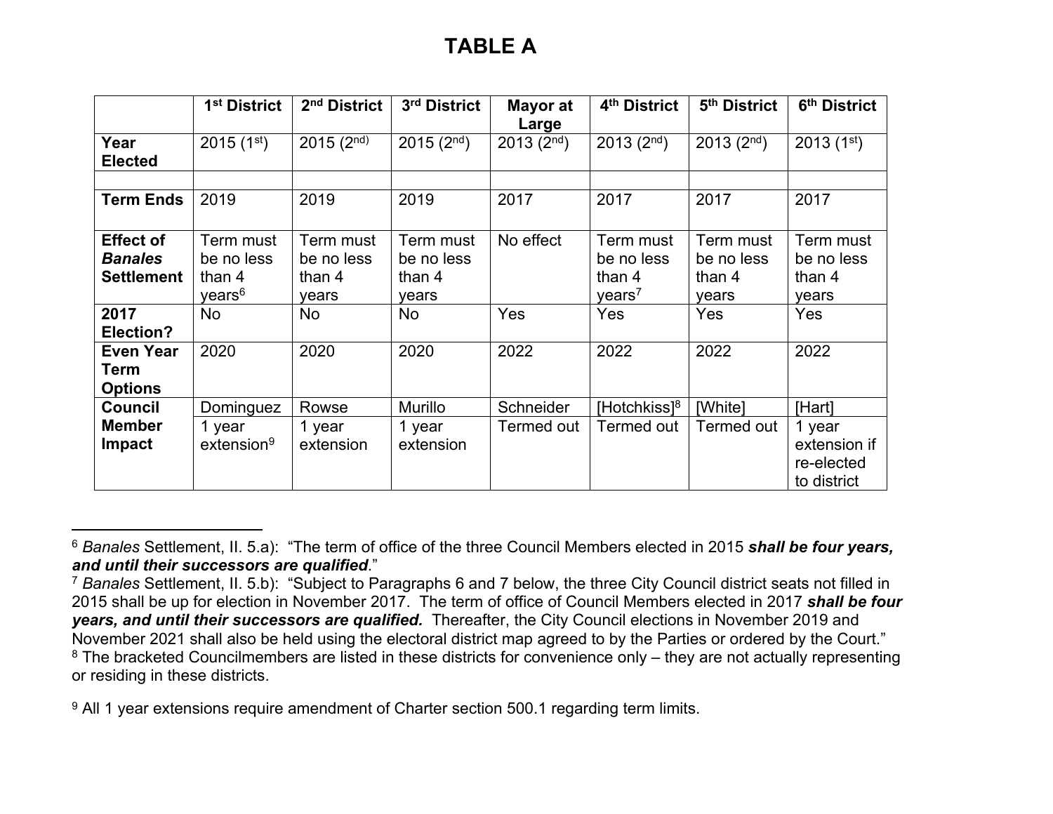# TABLE A

| | 1st District | 2nd District | 3rd District | Mayor at Large | 4th District | 5th District | 6th District |
|---|---|---|---|---|---|---|---|
| **Year Elected** | 2015 (1st) | 2015 (2nd) | 2015 (2nd) | 2013 (2nd) | 2013 (2nd) | 2013 (2nd) | 2013 (1st) |
| | | | | | | | |
| **Term Ends** | 2019 | 2019 | 2019 | 2017 | 2017 | 2017 | 2017 |
| **Effect of *Banales* Settlement** | Term must be no less than 4 years[6] | Term must be no less than 4 years | Term must be no less than 4 years | No effect | Term must be no less than 4 years[7] | Term must be no less than 4 years | Term must be no less than 4 years |
| **2017 Election?** | No | No | No | Yes | Yes | Yes | Yes |
| **Even Year Term Options** | 2020 | 2020 | 2020 | 2022 | 2022 | 2022 | 2022 |
| **Council Member Impact** | Dominguez | Rowse | Murillo | Schneider | [Hotchkiss][8] | [White] | [Hart] |
| | 1 year extension[9] | 1 year extension | 1 year extension | Termed out | Termed out | Termed out | 1 year extension if re-elected to district |

---

[6] *Banales* Settlement, II. 5.a): "The term of office of the three Council Members elected in 2015 ***shall be four years, and until their successors are qualified***."

[7] *Banales* Settlement, II. 5.b): "Subject to Paragraphs 6 and 7 below, the three City Council district seats not filled in 2015 shall be up for election in November 2017. The term of office of Council Members elected in 2017 ***shall be four years, and until their successors are qualified.*** Thereafter, the City Council elections in November 2019 and November 2021 shall also be held using the electoral district map agreed to by the Parties or ordered by the Court."

[8] The bracketed Councilmembers are listed in these districts for convenience only – they are not actually representing or residing in these districts.

[9] All 1 year extensions require amendment of Charter section 500.1 regarding term limits.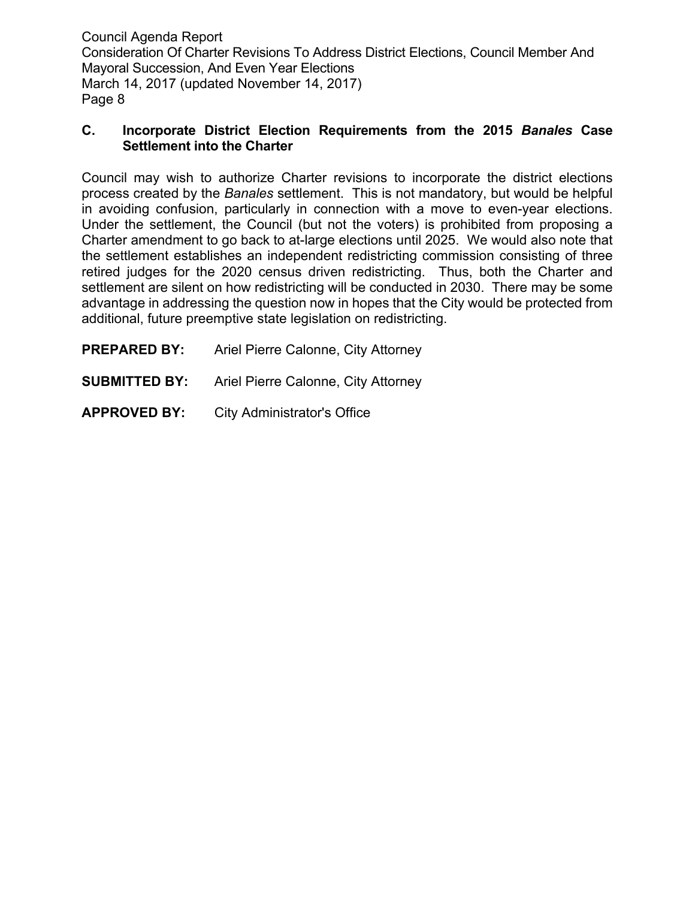### C. Incorporate District Election Requirements from the 2015 *Banales* Case Settlement into the Charter

Council may wish to authorize Charter revisions to incorporate the district elections process created by the *Banales* settlement. This is not mandatory, but would be helpful in avoiding confusion, particularly in connection with a move to even-year elections. Under the settlement, the Council (but not the voters) is prohibited from proposing a Charter amendment to go back to at-large elections until 2025. We would also note that the settlement establishes an independent redistricting commission consisting of three retired judges for the 2020 census driven redistricting. Thus, both the Charter and settlement are silent on how redistricting will be conducted in 2030. There may be some advantage in addressing the question now in hopes that the City would be protected from additional, future preemptive state legislation on redistricting.

**PREPARED BY:** Ariel Pierre Calonne, City Attorney

**SUBMITTED BY:** Ariel Pierre Calonne, City Attorney

**APPROVED BY:** City Administrator's Office